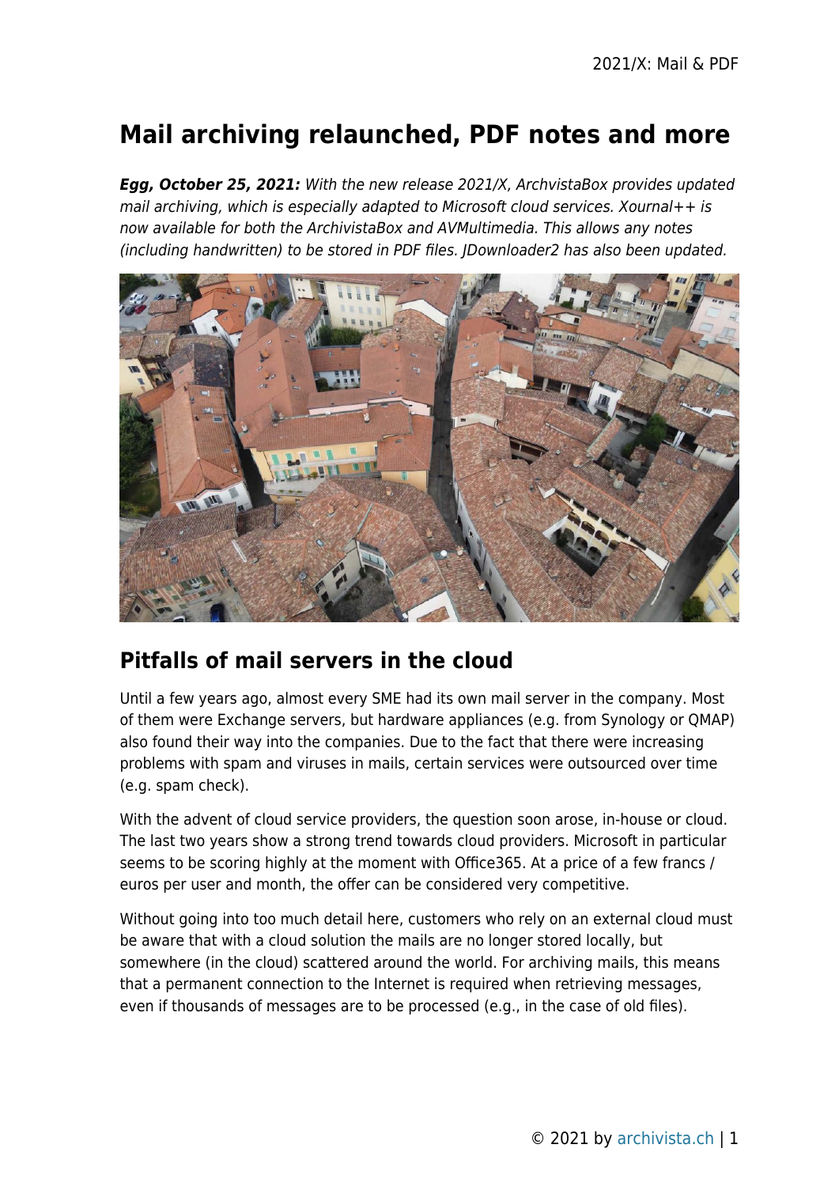# Mail archiving relaunched, PDF notes and more

***Egg, October 25, 2021:*** *With the new release 2021/X, ArchvistaBox provides updated mail archiving, which is especially adapted to Microsoft cloud services. Xournal++ is now available for both the ArchivistaBox and AVMultimedia. This allows any notes (including handwritten) to be stored in PDF files. JDownloader2 has also been updated.*

## Pitfalls of mail servers in the cloud

Until a few years ago, almost every SME had its own mail server in the company. Most of them were Exchange servers, but hardware appliances (e.g. from Synology or QMAP) also found their way into the companies. Due to the fact that there were increasing problems with spam and viruses in mails, certain services were outsourced over time (e.g. spam check).

With the advent of cloud service providers, the question soon arose, in-house or cloud. The last two years show a strong trend towards cloud providers. Microsoft in particular seems to be scoring highly at the moment with Office365. At a price of a few francs / euros per user and month, the offer can be considered very competitive.

Without going into too much detail here, customers who rely on an external cloud must be aware that with a cloud solution the mails are no longer stored locally, but somewhere (in the cloud) scattered around the world. For archiving mails, this means that a permanent connection to the Internet is required when retrieving messages, even if thousands of messages are to be processed (e.g., in the case of old files).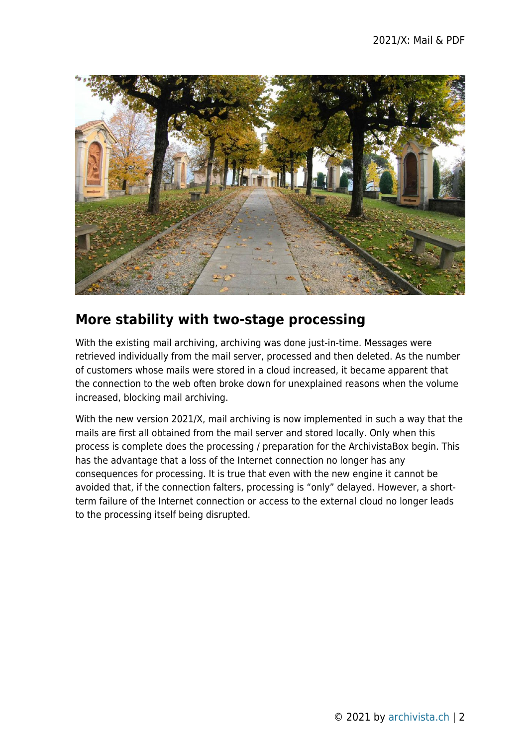## More stability with two-stage processing

With the existing mail archiving, archiving was done just-in-time. Messages were retrieved individually from the mail server, processed and then deleted. As the number of customers whose mails were stored in a cloud increased, it became apparent that the connection to the web often broke down for unexplained reasons when the volume increased, blocking mail archiving.

With the new version 2021/X, mail archiving is now implemented in such a way that the mails are first all obtained from the mail server and stored locally. Only when this process is complete does the processing / preparation for the ArchivistaBox begin. This has the advantage that a loss of the Internet connection no longer has any consequences for processing. It is true that even with the new engine it cannot be avoided that, if the connection falters, processing is "only" delayed. However, a short-term failure of the Internet connection or access to the external cloud no longer leads to the processing itself being disrupted.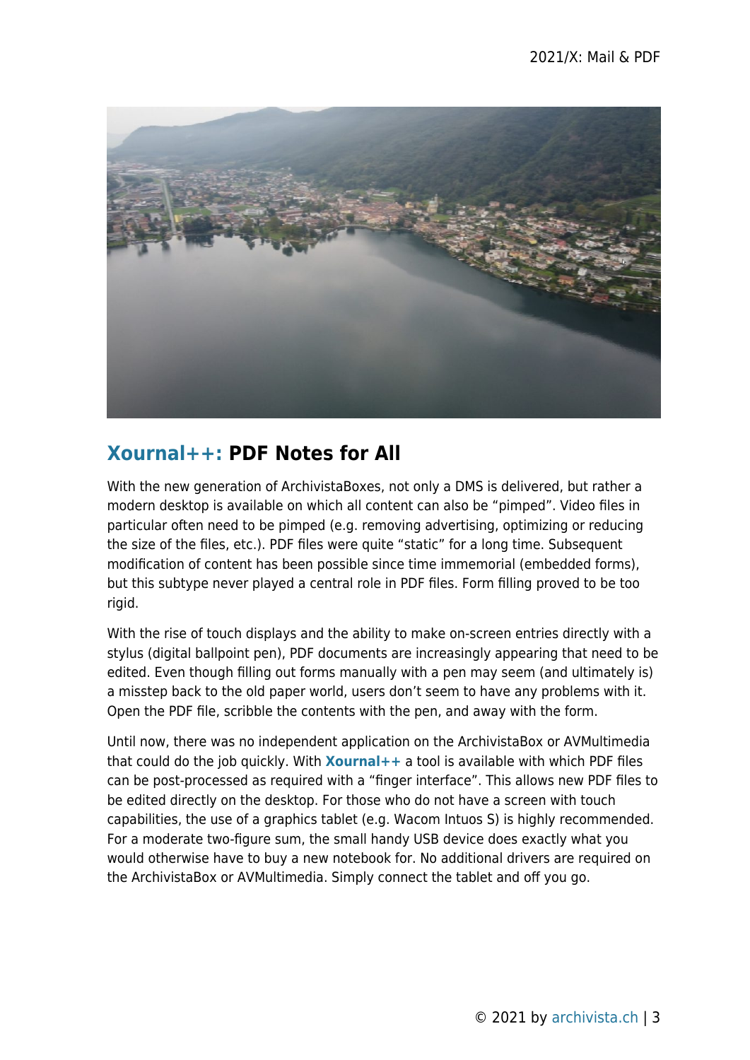## Xournal++: PDF Notes for All

With the new generation of ArchivistaBoxes, not only a DMS is delivered, but rather a modern desktop is available on which all content can also be "pimped". Video files in particular often need to be pimped (e.g. removing advertising, optimizing or reducing the size of the files, etc.). PDF files were quite "static" for a long time. Subsequent modification of content has been possible since time immemorial (embedded forms), but this subtype never played a central role in PDF files. Form filling proved to be too rigid.

With the rise of touch displays and the ability to make on-screen entries directly with a stylus (digital ballpoint pen), PDF documents are increasingly appearing that need to be edited. Even though filling out forms manually with a pen may seem (and ultimately is) a misstep back to the old paper world, users don't seem to have any problems with it. Open the PDF file, scribble the contents with the pen, and away with the form.

Until now, there was no independent application on the ArchivistaBox or AVMultimedia that could do the job quickly. With **Xournal++** a tool is available with which PDF files can be post-processed as required with a "finger interface". This allows new PDF files to be edited directly on the desktop. For those who do not have a screen with touch capabilities, the use of a graphics tablet (e.g. Wacom Intuos S) is highly recommended. For a moderate two-figure sum, the small handy USB device does exactly what you would otherwise have to buy a new notebook for. No additional drivers are required on the ArchivistaBox or AVMultimedia. Simply connect the tablet and off you go.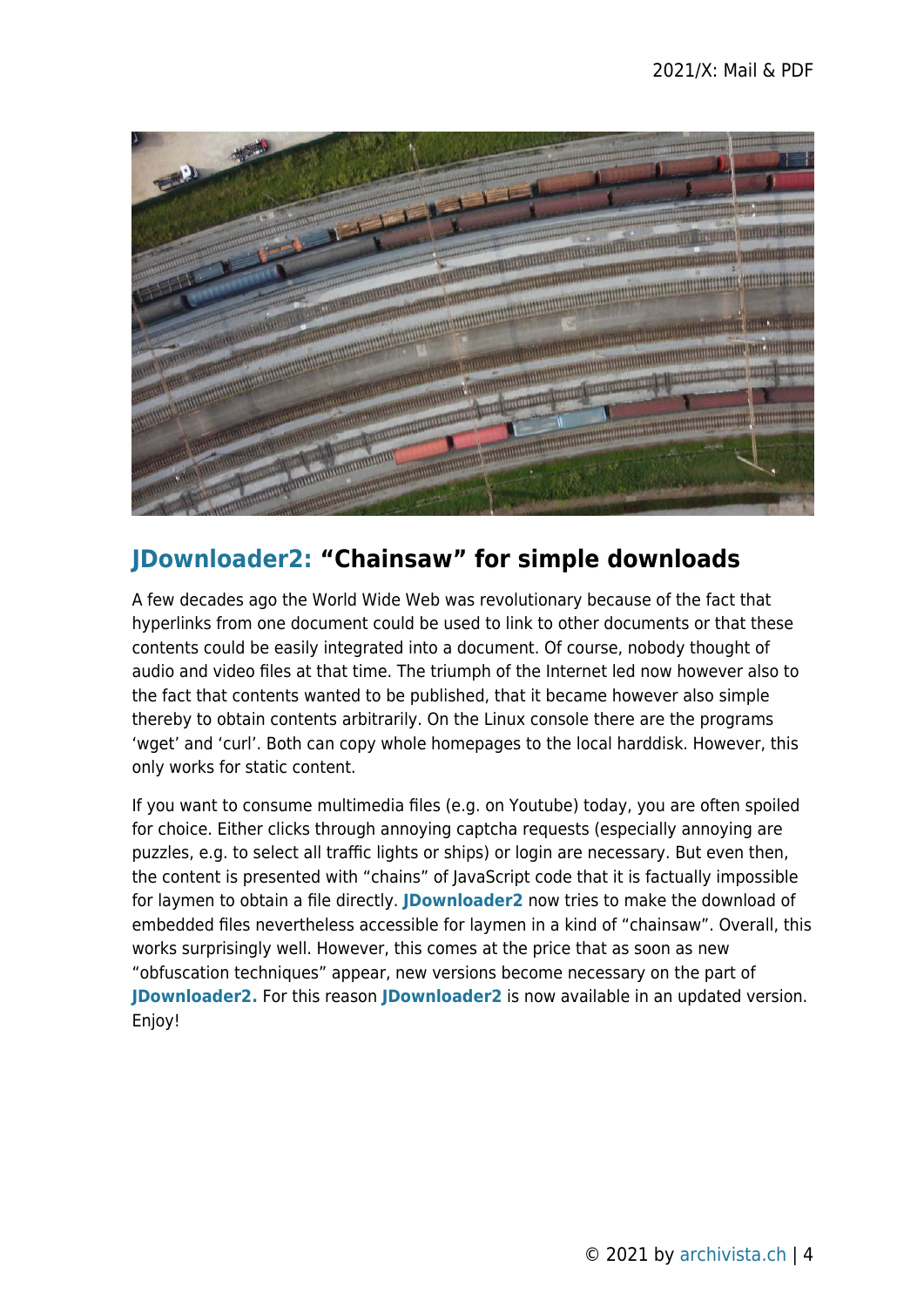## **JDownloader2:** “Chainsaw” for simple downloads

A few decades ago the World Wide Web was revolutionary because of the fact that hyperlinks from one document could be used to link to other documents or that these contents could be easily integrated into a document. Of course, nobody thought of audio and video files at that time. The triumph of the Internet led now however also to the fact that contents wanted to be published, that it became however also simple thereby to obtain contents arbitrarily. On the Linux console there are the programs ‘wget’ and ‘curl’. Both can copy whole homepages to the local harddisk. However, this only works for static content.

If you want to consume multimedia files (e.g. on Youtube) today, you are often spoiled for choice. Either clicks through annoying captcha requests (especially annoying are puzzles, e.g. to select all traffic lights or ships) or login are necessary. But even then, the content is presented with “chains” of JavaScript code that it is factually impossible for laymen to obtain a file directly. **JDownloader2** now tries to make the download of embedded files nevertheless accessible for laymen in a kind of “chainsaw”. Overall, this works surprisingly well. However, this comes at the price that as soon as new “obfuscation techniques” appear, new versions become necessary on the part of **JDownloader2.** For this reason **JDownloader2** is now available in an updated version. Enjoy!